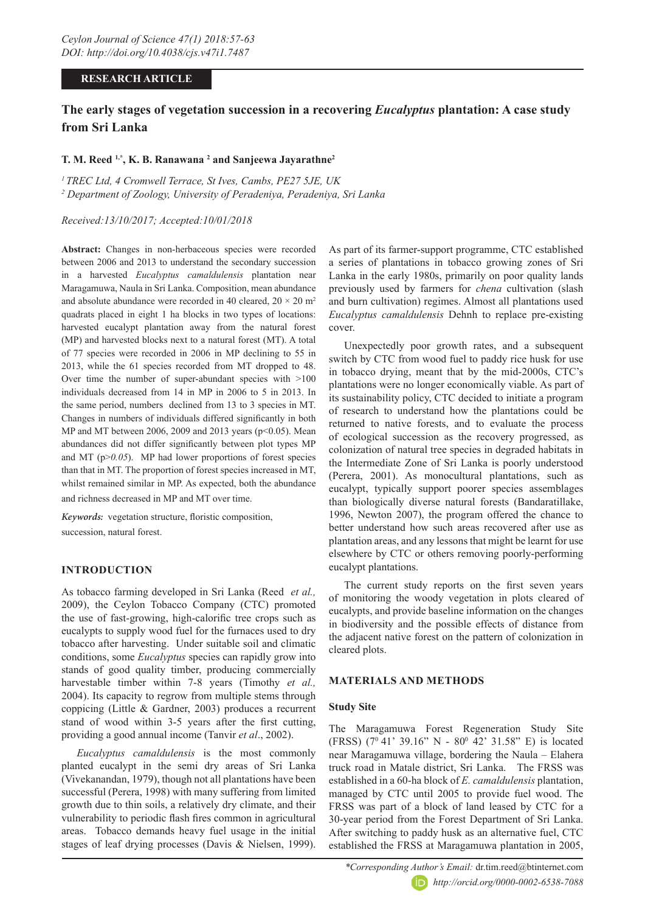**RESEARCH ARTICLE**

# The early stages of vegetation succession in a recovering *Eucalyptus* plantation: A case study from Sri Lanka

**T. M. Reed [1,*], K. B. Ranawana [2] and Sanjeewa Jayarathne[2]**

[1] *TREC Ltd, 4 Cromwell Terrace, St Ives, Cambs, PE27 5JE, UK*
[2] *Department of Zoology, University of Peradeniya, Peradeniya, Sri Lanka*

*Received:13/10/2017; Accepted:10/01/2018*

**Abstract:** Changes in non-herbaceous species were recorded between 2006 and 2013 to understand the secondary succession in a harvested *Eucalyptus camaldulensis* plantation near Maragamuwa, Naula in Sri Lanka. Composition, mean abundance and absolute abundance were recorded in 40 cleared, $20 \times 20$ m$^2$ quadrats placed in eight 1 ha blocks in two types of locations: harvested eucalypt plantation away from the natural forest (MP) and harvested blocks next to a natural forest (MT). A total of 77 species were recorded in 2006 in MP declining to 55 in 2013, while the 61 species recorded from MT dropped to 48. Over time the number of super-abundant species with >100 individuals decreased from 14 in MP in 2006 to 5 in 2013. In the same period, numbers declined from 13 to 3 species in MT. Changes in numbers of individuals differed significantly in both MP and MT between 2006, 2009 and 2013 years ($p<0.05$). Mean abundances did not differ significantly between plot types MP and MT ($p>0.05$). MP had lower proportions of forest species than that in MT. The proportion of forest species increased in MT, whilst remained similar in MP. As expected, both the abundance and richness decreased in MP and MT over time.

***Keywords:*** vegetation structure, floristic composition, succession, natural forest.

## INTRODUCTION

As tobacco farming developed in Sri Lanka (Reed *et al.,* 2009), the Ceylon Tobacco Company (CTC) promoted the use of fast-growing, high-calorific tree crops such as eucalypts to supply wood fuel for the furnaces used to dry tobacco after harvesting. Under suitable soil and climatic conditions, some *Eucalyptus* species can rapidly grow into stands of good quality timber, producing commercially harvestable timber within 7-8 years (Timothy *et al.,* 2004). Its capacity to regrow from multiple stems through coppicing (Little & Gardner, 2003) produces a recurrent stand of wood within 3-5 years after the first cutting, providing a good annual income (Tanvir *et al*., 2002).

*Eucalyptus camaldulensis* is the most commonly planted eucalypt in the semi dry areas of Sri Lanka (Vivekanandan, 1979), though not all plantations have been successful (Perera, 1998) with many suffering from limited growth due to thin soils, a relatively dry climate, and their vulnerability to periodic flash fires common in agricultural areas. Tobacco demands heavy fuel usage in the initial stages of leaf drying processes (Davis & Nielsen, 1999).

As part of its farmer-support programme, CTC established a series of plantations in tobacco growing zones of Sri Lanka in the early 1980s, primarily on poor quality lands previously used by farmers for *chena* cultivation (slash and burn cultivation) regimes. Almost all plantations used *Eucalyptus camaldulensis* Dehnh to replace pre-existing cover.

Unexpectedly poor growth rates, and a subsequent switch by CTC from wood fuel to paddy rice husk for use in tobacco drying, meant that by the mid-2000s, CTC's plantations were no longer economically viable. As part of its sustainability policy, CTC decided to initiate a program of research to understand how the plantations could be returned to native forests, and to evaluate the process of ecological succession as the recovery progressed, as colonization of natural tree species in degraded habitats in the Intermediate Zone of Sri Lanka is poorly understood (Perera, 2001). As monocultural plantations, such as eucalypt, typically support poorer species assemblages than biologically diverse natural forests (Bandaratillake, 1996, Newton 2007), the program offered the chance to better understand how such areas recovered after use as plantation areas, and any lessons that might be learnt for use elsewhere by CTC or others removing poorly-performing eucalypt plantations.

The current study reports on the first seven years of monitoring the woody vegetation in plots cleared of eucalypts, and provide baseline information on the changes in biodiversity and the possible effects of distance from the adjacent native forest on the pattern of colonization in cleared plots.

## MATERIALS AND METHODS

### Study Site

The Maragamuwa Forest Regeneration Study Site (FRSS) (7$^0$ 41' 39.16" N - 80$^0$ 42' 31.58" E) is located near Maragamuwa village, bordering the Naula – Elahera truck road in Matale district, Sri Lanka. The FRSS was established in a 60-ha block of *E. camaldulensis* plantation, managed by CTC until 2005 to provide fuel wood. The FRSS was part of a block of land leased by CTC for a 30-year period from the Forest Department of Sri Lanka. After switching to paddy husk as an alternative fuel, CTC established the FRSS at Maragamuwa plantation in 2005,

*\*Corresponding Author's Email:* dr.tim.reed@btinternet.com
*http://orcid.org/0000-0002-6538-7088*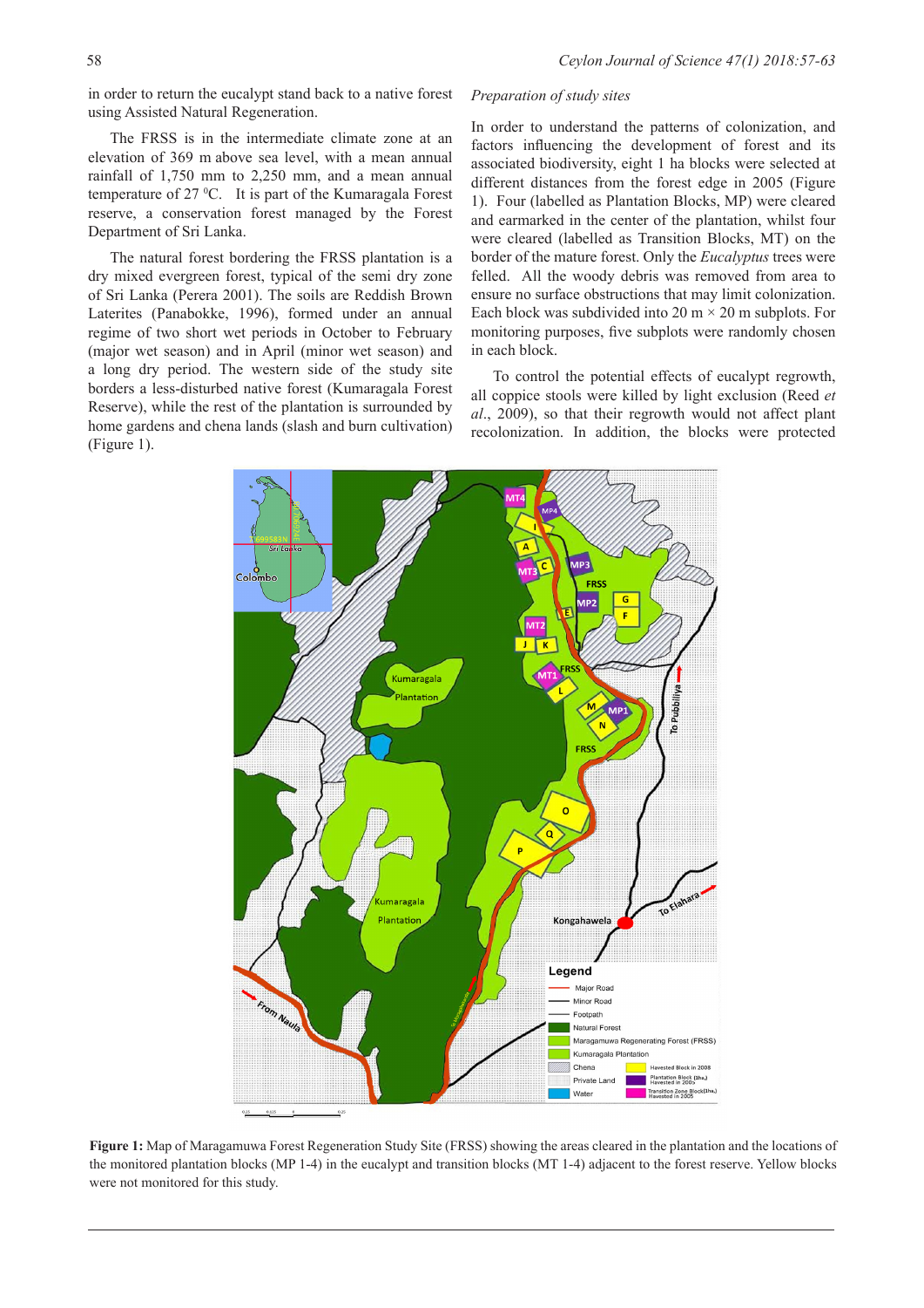in order to return the eucalypt stand back to a native forest using Assisted Natural Regeneration.

The FRSS is in the intermediate climate zone at an elevation of 369 m above sea level, with a mean annual rainfall of 1,750 mm to 2,250 mm, and a mean annual temperature of 27 $^0$C. It is part of the Kumaragala Forest reserve, a conservation forest managed by the Forest Department of Sri Lanka.

The natural forest bordering the FRSS plantation is a dry mixed evergreen forest, typical of the semi dry zone of Sri Lanka (Perera 2001). The soils are Reddish Brown Laterites (Panabokke, 1996), formed under an annual regime of two short wet periods in October to February (major wet season) and in April (minor wet season) and a long dry period. The western side of the study site borders a less-disturbed native forest (Kumaragala Forest Reserve), while the rest of the plantation is surrounded by home gardens and chena lands (slash and burn cultivation) (Figure 1).

*Preparation of study sites*

In order to understand the patterns of colonization, and factors influencing the development of forest and its associated biodiversity, eight 1 ha blocks were selected at different distances from the forest edge in 2005 (Figure 1). Four (labelled as Plantation Blocks, MP) were cleared and earmarked in the center of the plantation, whilst four were cleared (labelled as Transition Blocks, MT) on the border of the mature forest. Only the *Eucalyptus* trees were felled. All the woody debris was removed from area to ensure no surface obstructions that may limit colonization. Each block was subdivided into 20 m × 20 m subplots. For monitoring purposes, five subplots were randomly chosen in each block.

To control the potential effects of eucalypt regrowth, all coppice stools were killed by light exclusion (Reed *et al*., 2009), so that their regrowth would not affect plant recolonization. In addition, the blocks were protected

**Figure 1:** Map of Maragamuwa Forest Regeneration Study Site (FRSS) showing the areas cleared in the plantation and the locations of the monitored plantation blocks (MP 1-4) in the eucalypt and transition blocks (MT 1-4) adjacent to the forest reserve. Yellow blocks were not monitored for this study.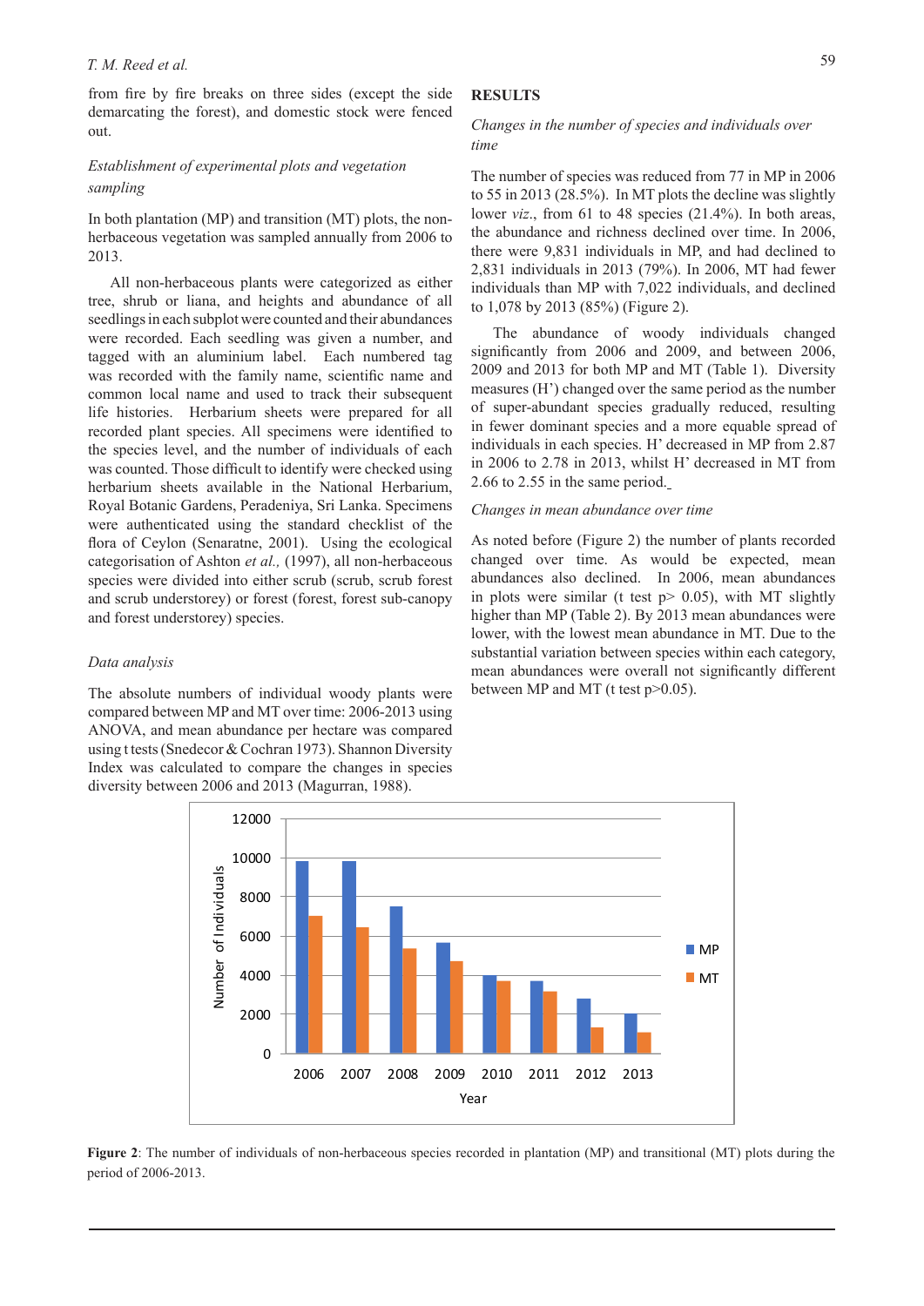from fire by fire breaks on three sides (except the side demarcating the forest), and domestic stock were fenced out.

*Establishment of experimental plots and vegetation sampling*

In both plantation (MP) and transition (MT) plots, the non-herbaceous vegetation was sampled annually from 2006 to 2013.

All non-herbaceous plants were categorized as either tree, shrub or liana, and heights and abundance of all seedlings in each subplot were counted and their abundances were recorded. Each seedling was given a number, and tagged with an aluminium label. Each numbered tag was recorded with the family name, scientific name and common local name and used to track their subsequent life histories. Herbarium sheets were prepared for all recorded plant species. All specimens were identified to the species level, and the number of individuals of each was counted. Those difficult to identify were checked using herbarium sheets available in the National Herbarium, Royal Botanic Gardens, Peradeniya, Sri Lanka. Specimens were authenticated using the standard checklist of the flora of Ceylon (Senaratne, 2001). Using the ecological categorisation of Ashton *et al.,* (1997), all non-herbaceous species were divided into either scrub (scrub, scrub forest and scrub understorey) or forest (forest, forest sub-canopy and forest understorey) species.

*Data analysis*

The absolute numbers of individual woody plants were compared between MP and MT over time: 2006-2013 using ANOVA, and mean abundance per hectare was compared using t tests (Snedecor & Cochran 1973). Shannon Diversity Index was calculated to compare the changes in species diversity between 2006 and 2013 (Magurran, 1988).

## RESULTS

*Changes in the number of species and individuals over time*

The number of species was reduced from 77 in MP in 2006 to 55 in 2013 (28.5%). In MT plots the decline was slightly lower *viz*., from 61 to 48 species (21.4%). In both areas, the abundance and richness declined over time. In 2006, there were 9,831 individuals in MP, and had declined to 2,831 individuals in 2013 (79%). In 2006, MT had fewer individuals than MP with 7,022 individuals, and declined to 1,078 by 2013 (85%) (Figure 2).

The abundance of woody individuals changed significantly from 2006 and 2009, and between 2006, 2009 and 2013 for both MP and MT (Table 1). Diversity measures (H') changed over the same period as the number of super-abundant species gradually reduced, resulting in fewer dominant species and a more equable spread of individuals in each species. H' decreased in MP from 2.87 in 2006 to 2.78 in 2013, whilst H' decreased in MT from 2.66 to 2.55 in the same period.

*Changes in mean abundance over time*

As noted before (Figure 2) the number of plants recorded changed over time. As would be expected, mean abundances also declined. In 2006, mean abundances in plots were similar (t test $p > 0.05$), with MT slightly higher than MP (Table 2). By 2013 mean abundances were lower, with the lowest mean abundance in MT. Due to the substantial variation between species within each category, mean abundances were overall not significantly different between MP and MT (t test $p > 0.05$).

**Figure 2**: The number of individuals of non-herbaceous species recorded in plantation (MP) and transitional (MT) plots during the period of 2006-2013.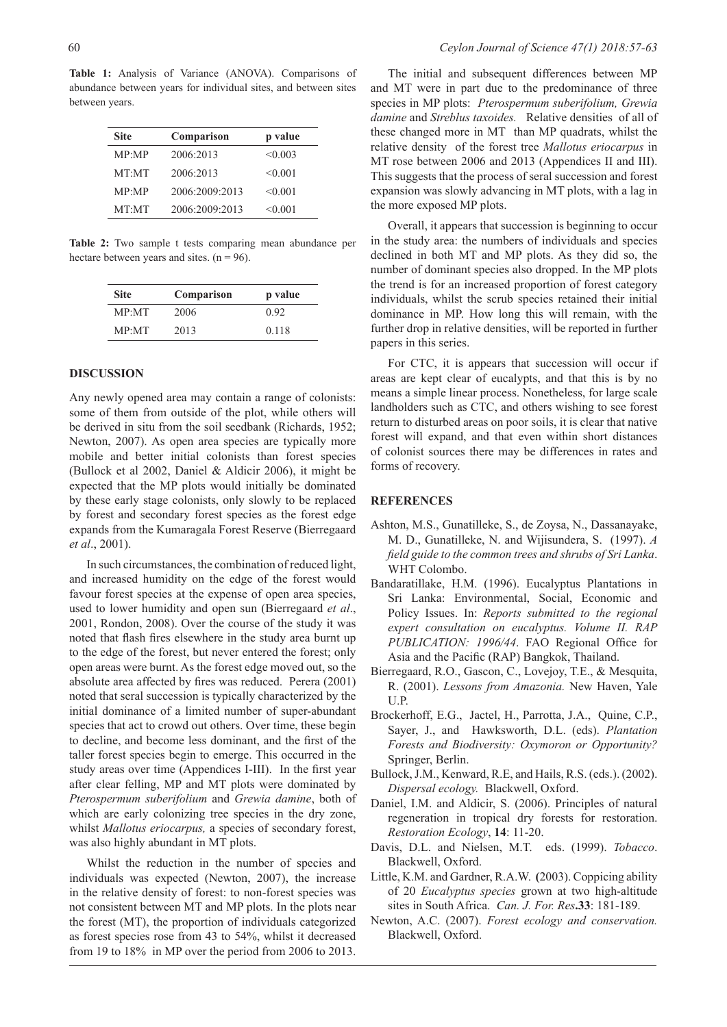**Table 1:** Analysis of Variance (ANOVA). Comparisons of abundance between years for individual sites, and between sites between years.

| Site | Comparison | p value |
|---|---|---|
| MP:MP | 2006:2013 | <0.003 |
| MT:MT | 2006:2013 | <0.001 |
| MP:MP | 2006:2009:2013 | <0.001 |
| MT:MT | 2006:2009:2013 | <0.001 |

**Table 2:** Two sample t tests comparing mean abundance per hectare between years and sites. (n = 96).

| Site | Comparison | p value |
|---|---|---|
| MP:MT | 2006 | 0.92 |
| MP:MT | 2013 | 0.118 |

## DISCUSSION

Any newly opened area may contain a range of colonists: some of them from outside of the plot, while others will be derived in situ from the soil seedbank (Richards, 1952; Newton, 2007). As open area species are typically more mobile and better initial colonists than forest species (Bullock et al 2002, Daniel & Aldicir 2006), it might be expected that the MP plots would initially be dominated by these early stage colonists, only slowly to be replaced by forest and secondary forest species as the forest edge expands from the Kumaragala Forest Reserve (Bierregaard *et al*., 2001).

In such circumstances, the combination of reduced light, and increased humidity on the edge of the forest would favour forest species at the expense of open area species, used to lower humidity and open sun (Bierregaard *et al*., 2001, Rondon, 2008). Over the course of the study it was noted that flash fires elsewhere in the study area burnt up to the edge of the forest, but never entered the forest; only open areas were burnt. As the forest edge moved out, so the absolute area affected by fires was reduced. Perera (2001) noted that seral succession is typically characterized by the initial dominance of a limited number of super-abundant species that act to crowd out others. Over time, these begin to decline, and become less dominant, and the first of the taller forest species begin to emerge. This occurred in the study areas over time (Appendices I-III). In the first year after clear felling, MP and MT plots were dominated by *Pterospermum suberifolium* and *Grewia damine*, both of which are early colonizing tree species in the dry zone, whilst *Mallotus eriocarpus,* a species of secondary forest, was also highly abundant in MT plots.

Whilst the reduction in the number of species and individuals was expected (Newton, 2007), the increase in the relative density of forest: to non-forest species was not consistent between MT and MP plots. In the plots near the forest (MT), the proportion of individuals categorized as forest species rose from 43 to 54%, whilst it decreased from 19 to 18% in MP over the period from 2006 to 2013.

The initial and subsequent differences between MP and MT were in part due to the predominance of three species in MP plots: *Pterospermum suberifolium, Grewia damine* and *Streblus taxoides.* Relative densities of all of these changed more in MT than MP quadrats, whilst the relative density of the forest tree *Mallotus eriocarpus* in MT rose between 2006 and 2013 (Appendices II and III). This suggests that the process of seral succession and forest expansion was slowly advancing in MT plots, with a lag in the more exposed MP plots.

Overall, it appears that succession is beginning to occur in the study area: the numbers of individuals and species declined in both MT and MP plots. As they did so, the number of dominant species also dropped. In the MP plots the trend is for an increased proportion of forest category individuals, whilst the scrub species retained their initial dominance in MP. How long this will remain, with the further drop in relative densities, will be reported in further papers in this series.

For CTC, it is appears that succession will occur if areas are kept clear of eucalypts, and that this is by no means a simple linear process. Nonetheless, for large scale landholders such as CTC, and others wishing to see forest return to disturbed areas on poor soils, it is clear that native forest will expand, and that even within short distances of colonist sources there may be differences in rates and forms of recovery.

## REFERENCES

Ashton, M.S., Gunatilleke, S., de Zoysa, N., Dassanayake, M. D., Gunatilleke, N. and Wijisundera, S. (1997). *A field guide to the common trees and shrubs of Sri Lanka*. WHT Colombo.

Bandaratillake, H.M. (1996). Eucalyptus Plantations in Sri Lanka: Environmental, Social, Economic and Policy Issues. In: *Reports submitted to the regional expert consultation on eucalyptus. Volume II. RAP PUBLICATION: 1996/44*. FAO Regional Office for Asia and the Pacific (RAP) Bangkok, Thailand.

Bierregaard, R.O., Gascon, C., Lovejoy, T.E., & Mesquita, R. (2001). *Lessons from Amazonia.* New Haven, Yale U.P.

Brockerhoff, E.G., Jactel, H., Parrotta, J.A., Quine, C.P., Sayer, J., and Hawksworth, D.L. (eds). *Plantation Forests and Biodiversity: Oxymoron or Opportunity?* Springer, Berlin.

Bullock, J.M., Kenward, R.E, and Hails, R.S. (eds.). (2002). *Dispersal ecology.* Blackwell, Oxford.

Daniel, I.M. and Aldicir, S. (2006). Principles of natural regeneration in tropical dry forests for restoration. *Restoration Ecology*, **14**: 11-20.

Davis, D.L. and Nielsen, M.T. eds. (1999). *Tobacco*. Blackwell, Oxford.

Little, K.M. and Gardner, R.A.W. **(**2003). Coppicing ability of 20 *Eucalyptus species* grown at two high-altitude sites in South Africa. *Can. J. For. Res*.**33**: 181-189.

Newton, A.C. (2007). *Forest ecology and conservation.* Blackwell, Oxford.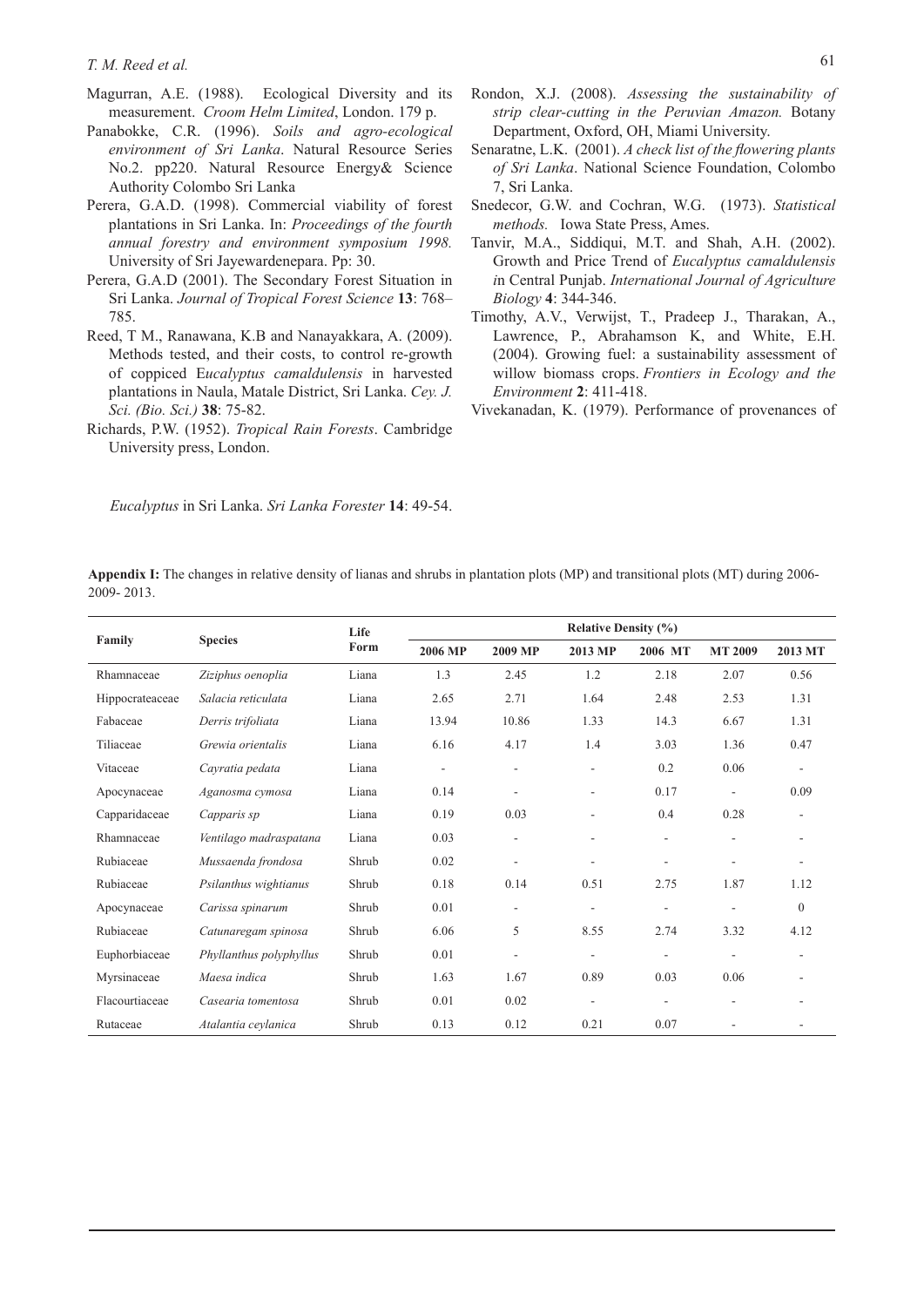Magurran, A.E. (1988). Ecological Diversity and its measurement. *Croom Helm Limited*, London. 179 p.

Panabokke, C.R. (1996). *Soils and agro-ecological environment of Sri Lanka*. Natural Resource Series No.2. pp220. Natural Resource Energy& Science Authority Colombo Sri Lanka

Perera, G.A.D. (1998). Commercial viability of forest plantations in Sri Lanka. In: *Proceedings of the fourth annual forestry and environment symposium 1998.* University of Sri Jayewardenepara. Pp: 30.

Perera, G.A.D (2001). The Secondary Forest Situation in Sri Lanka. *Journal of Tropical Forest Science* **13**: 768–785.

Reed, T M., Ranawana, K.B and Nanayakkara, A. (2009). Methods tested, and their costs, to control re-growth of coppiced E*ucalyptus camaldulensis* in harvested plantations in Naula, Matale District, Sri Lanka. *Cey. J. Sci. (Bio. Sci.)* **38**: 75-82.

Richards, P.W. (1952). *Tropical Rain Forests*. Cambridge University press, London.

Rondon, X.J. (2008). *Assessing the sustainability of strip clear-cutting in the Peruvian Amazon.* Botany Department, Oxford, OH, Miami University.

Senaratne, L.K. (2001). *A check list of the flowering plants of Sri Lanka*. National Science Foundation, Colombo 7, Sri Lanka.

Snedecor, G.W. and Cochran, W.G. (1973). *Statistical methods.* Iowa State Press, Ames.

Tanvir, M.A., Siddiqui, M.T. and Shah, A.H. (2002). Growth and Price Trend of *Eucalyptus camaldulensis i*n Central Punjab. *International Journal of Agriculture Biology* **4**: 344-346.

Timothy, A.V., Verwijst, T., Pradeep J., Tharakan, A., Lawrence, P., Abrahamson K, and White, E.H. (2004). Growing fuel: a sustainability assessment of willow biomass crops. *Frontiers in Ecology and the Environment* **2**: 411-418.

Vivekanadan, K. (1979). Performance of provenances of *Eucalyptus* in Sri Lanka. *Sri Lanka Forester* **14**: 49-54.

**Appendix I:** The changes in relative density of lianas and shrubs in plantation plots (MP) and transitional plots (MT) during 2006-2009- 2013.

| Family | Species | Life Form | Relative Density (%) | | | | | |
|---|---|---|---|---|---|---|---|---|
| | | | 2006 MP | 2009 MP | 2013 MP | 2006 MT | MT 2009 | 2013 MT |
| Rhamnaceae | *Ziziphus oenoplia* | Liana | 1.3 | 2.45 | 1.2 | 2.18 | 2.07 | 0.56 |
| Hippocrateaceae | *Salacia reticulata* | Liana | 2.65 | 2.71 | 1.64 | 2.48 | 2.53 | 1.31 |
| Fabaceae | *Derris trifoliata* | Liana | 13.94 | 10.86 | 1.33 | 14.3 | 6.67 | 1.31 |
| Tiliaceae | *Grewia orientalis* | Liana | 6.16 | 4.17 | 1.4 | 3.03 | 1.36 | 0.47 |
| Vitaceae | *Cayratia pedata* | Liana | - | - | - | 0.2 | 0.06 | - |
| Apocynaceae | *Aganosma cymosa* | Liana | 0.14 | - | - | 0.17 | - | 0.09 |
| Capparidaceae | *Capparis sp* | Liana | 0.19 | 0.03 | - | 0.4 | 0.28 | - |
| Rhamnaceae | *Ventilago madraspatana* | Liana | 0.03 | - | - | - | - | - |
| Rubiaceae | *Mussaenda frondosa* | Shrub | 0.02 | - | - | - | - | - |
| Rubiaceae | *Psilanthus wightianus* | Shrub | 0.18 | 0.14 | 0.51 | 2.75 | 1.87 | 1.12 |
| Apocynaceae | *Carissa spinarum* | Shrub | 0.01 | - | - | - | - | 0 |
| Rubiaceae | *Catunaregam spinosa* | Shrub | 6.06 | 5 | 8.55 | 2.74 | 3.32 | 4.12 |
| Euphorbiaceae | *Phyllanthus polyphyllus* | Shrub | 0.01 | - | - | - | - | - |
| Myrsinaceae | *Maesa indica* | Shrub | 1.63 | 1.67 | 0.89 | 0.03 | 0.06 | - |
| Flacourtiaceae | *Casearia tomentosa* | Shrub | 0.01 | 0.02 | - | - | - | - |
| Rutaceae | *Atalantia ceylanica* | Shrub | 0.13 | 0.12 | 0.21 | 0.07 | - | - |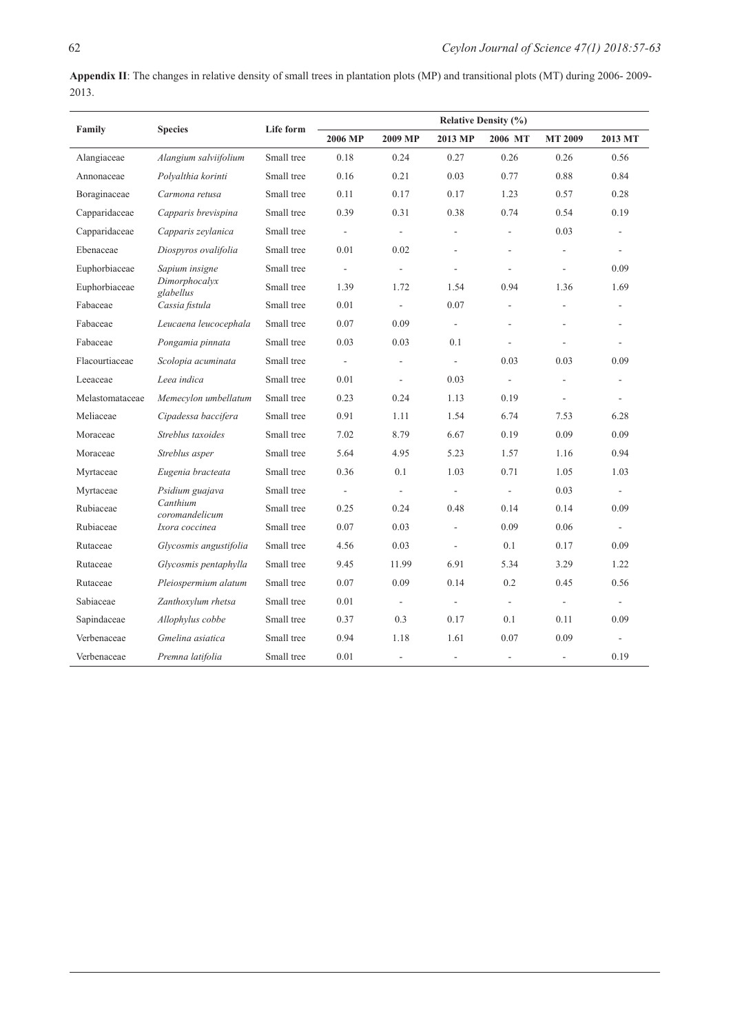**Appendix II**: The changes in relative density of small trees in plantation plots (MP) and transitional plots (MT) during 2006- 2009- 2013.

| Family | Species | Life form | Relative Density (%) | | | | | |
|---|---|---|---|---|---|---|---|---|
| | | | 2006 MP | 2009 MP | 2013 MP | 2006 MT | MT 2009 | 2013 MT |
| Alangiaceae | *Alangium salviifolium* | Small tree | 0.18 | 0.24 | 0.27 | 0.26 | 0.26 | 0.56 |
| Annonaceae | *Polyalthia korinti* | Small tree | 0.16 | 0.21 | 0.03 | 0.77 | 0.88 | 0.84 |
| Boraginaceae | *Carmona retusa* | Small tree | 0.11 | 0.17 | 0.17 | 1.23 | 0.57 | 0.28 |
| Capparidaceae | *Capparis brevispina* | Small tree | 0.39 | 0.31 | 0.38 | 0.74 | 0.54 | 0.19 |
| Capparidaceae | *Capparis zeylanica* | Small tree | - | - | - | - | 0.03 | - |
| Ebenaceae | *Diospyros ovalifolia* | Small tree | 0.01 | 0.02 | - | - | - | - |
| Euphorbiaceae | *Sapium insigne* | Small tree | - | - | - | - | - | 0.09 |
| Euphorbiaceae | *Dimorphocalyx glabellus* | Small tree | 1.39 | 1.72 | 1.54 | 0.94 | 1.36 | 1.69 |
| Fabaceae | *Cassia fistula* | Small tree | 0.01 | - | 0.07 | - | - | - |
| Fabaceae | *Leucaena leucocephala* | Small tree | 0.07 | 0.09 | - | - | - | - |
| Fabaceae | *Pongamia pinnata* | Small tree | 0.03 | 0.03 | 0.1 | - | - | - |
| Flacourtiaceae | *Scolopia acuminata* | Small tree | - | - | - | 0.03 | 0.03 | 0.09 |
| Leeaceae | *Leea indica* | Small tree | 0.01 | - | 0.03 | - | - | - |
| Melastomataceae | *Memecylon umbellatum* | Small tree | 0.23 | 0.24 | 1.13 | 0.19 | - | - |
| Meliaceae | *Cipadessa baccifera* | Small tree | 0.91 | 1.11 | 1.54 | 6.74 | 7.53 | 6.28 |
| Moraceae | *Streblus taxoides* | Small tree | 7.02 | 8.79 | 6.67 | 0.19 | 0.09 | 0.09 |
| Moraceae | *Streblus asper* | Small tree | 5.64 | 4.95 | 5.23 | 1.57 | 1.16 | 0.94 |
| Myrtaceae | *Eugenia bracteata* | Small tree | 0.36 | 0.1 | 1.03 | 0.71 | 1.05 | 1.03 |
| Myrtaceae | *Psidium guajava* | Small tree | - | - | - | - | 0.03 | - |
| Rubiaceae | *Canthium coromandelicum* | Small tree | 0.25 | 0.24 | 0.48 | 0.14 | 0.14 | 0.09 |
| Rubiaceae | *Ixora coccinea* | Small tree | 0.07 | 0.03 | - | 0.09 | 0.06 | - |
| Rutaceae | *Glycosmis angustifolia* | Small tree | 4.56 | 0.03 | - | 0.1 | 0.17 | 0.09 |
| Rutaceae | *Glycosmis pentaphylla* | Small tree | 9.45 | 11.99 | 6.91 | 5.34 | 3.29 | 1.22 |
| Rutaceae | *Pleiospermium alatum* | Small tree | 0.07 | 0.09 | 0.14 | 0.2 | 0.45 | 0.56 |
| Sabiaceae | *Zanthoxylum rhetsa* | Small tree | 0.01 | - | - | - | - | - |
| Sapindaceae | *Allophylus cobbe* | Small tree | 0.37 | 0.3 | 0.17 | 0.1 | 0.11 | 0.09 |
| Verbenaceae | *Gmelina asiatica* | Small tree | 0.94 | 1.18 | 1.61 | 0.07 | 0.09 | - |
| Verbenaceae | *Premna latifolia* | Small tree | 0.01 | - | - | - | - | 0.19 |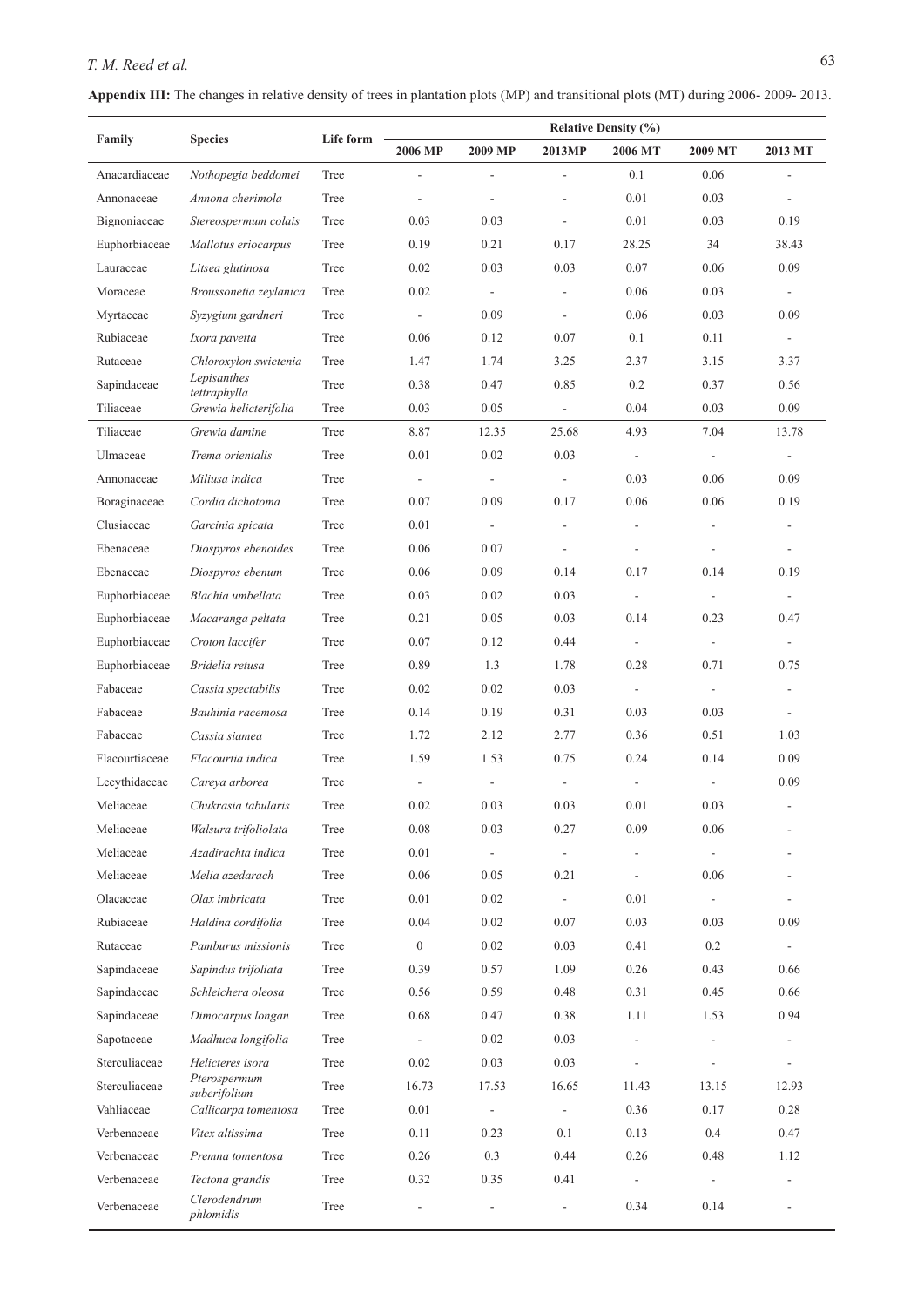**Appendix III:** The changes in relative density of trees in plantation plots (MP) and transitional plots (MT) during 2006- 2009- 2013.

| Family | Species | Life form | Relative Density (%) | | | | | |
|---|---|---|---|---|---|---|---|---|
| | | | 2006 MP | 2009 MP | 2013MP | 2006 MT | 2009 MT | 2013 MT |
| Anacardiaceae | *Nothopegia beddomei* | Tree | - | - | - | 0.1 | 0.06 | - |
| Annonaceae | *Annona cherimola* | Tree | - | - | - | 0.01 | 0.03 | - |
| Bignoniaceae | *Stereospermum colais* | Tree | 0.03 | 0.03 | - | 0.01 | 0.03 | 0.19 |
| Euphorbiaceae | *Mallotus eriocarpus* | Tree | 0.19 | 0.21 | 0.17 | 28.25 | 34 | 38.43 |
| Lauraceae | *Litsea glutinosa* | Tree | 0.02 | 0.03 | 0.03 | 0.07 | 0.06 | 0.09 |
| Moraceae | *Broussonetia zeylanica* | Tree | 0.02 | - | - | 0.06 | 0.03 | - |
| Myrtaceae | *Syzygium gardneri* | Tree | - | 0.09 | - | 0.06 | 0.03 | 0.09 |
| Rubiaceae | *Ixora pavetta* | Tree | 0.06 | 0.12 | 0.07 | 0.1 | 0.11 | - |
| Rutaceae | *Chloroxylon swietenia* | Tree | 1.47 | 1.74 | 3.25 | 2.37 | 3.15 | 3.37 |
| Sapindaceae | *Lepisanthes tettraphylla* | Tree | 0.38 | 0.47 | 0.85 | 0.2 | 0.37 | 0.56 |
| Tiliaceae | *Grewia helicterifolia* | Tree | 0.03 | 0.05 | - | 0.04 | 0.03 | 0.09 |
| Tiliaceae | *Grewia damine* | Tree | 8.87 | 12.35 | 25.68 | 4.93 | 7.04 | 13.78 |
| Ulmaceae | *Trema orientalis* | Tree | 0.01 | 0.02 | 0.03 | - | - | - |
| Annonaceae | *Miliusa indica* | Tree | - | - | - | 0.03 | 0.06 | 0.09 |
| Boraginaceae | *Cordia dichotoma* | Tree | 0.07 | 0.09 | 0.17 | 0.06 | 0.06 | 0.19 |
| Clusiaceae | *Garcinia spicata* | Tree | 0.01 | - | - | - | - | - |
| Ebenaceae | *Diospyros ebenoides* | Tree | 0.06 | 0.07 | - | - | - | - |
| Ebenaceae | *Diospyros ebenum* | Tree | 0.06 | 0.09 | 0.14 | 0.17 | 0.14 | 0.19 |
| Euphorbiaceae | *Blachia umbellata* | Tree | 0.03 | 0.02 | 0.03 | - | - | - |
| Euphorbiaceae | *Macaranga peltata* | Tree | 0.21 | 0.05 | 0.03 | 0.14 | 0.23 | 0.47 |
| Euphorbiaceae | *Croton laccifer* | Tree | 0.07 | 0.12 | 0.44 | - | - | - |
| Euphorbiaceae | *Bridelia retusa* | Tree | 0.89 | 1.3 | 1.78 | 0.28 | 0.71 | 0.75 |
| Fabaceae | *Cassia spectabilis* | Tree | 0.02 | 0.02 | 0.03 | - | - | - |
| Fabaceae | *Bauhinia racemosa* | Tree | 0.14 | 0.19 | 0.31 | 0.03 | 0.03 | - |
| Fabaceae | *Cassia siamea* | Tree | 1.72 | 2.12 | 2.77 | 0.36 | 0.51 | 1.03 |
| Flacourtiaceae | *Flacourtia indica* | Tree | 1.59 | 1.53 | 0.75 | 0.24 | 0.14 | 0.09 |
| Lecythidaceae | *Careya arborea* | Tree | - | - | - | - | - | 0.09 |
| Meliaceae | *Chukrasia tabularis* | Tree | 0.02 | 0.03 | 0.03 | 0.01 | 0.03 | - |
| Meliaceae | *Walsura trifoliolata* | Tree | 0.08 | 0.03 | 0.27 | 0.09 | 0.06 | - |
| Meliaceae | *Azadirachta indica* | Tree | 0.01 | - | - | - | - | - |
| Meliaceae | *Melia azedarach* | Tree | 0.06 | 0.05 | 0.21 | - | 0.06 | - |
| Olacaceae | *Olax imbricata* | Tree | 0.01 | 0.02 | - | 0.01 | - | - |
| Rubiaceae | *Haldina cordifolia* | Tree | 0.04 | 0.02 | 0.07 | 0.03 | 0.03 | 0.09 |
| Rutaceae | *Pamburus missionis* | Tree | 0 | 0.02 | 0.03 | 0.41 | 0.2 | - |
| Sapindaceae | *Sapindus trifoliata* | Tree | 0.39 | 0.57 | 1.09 | 0.26 | 0.43 | 0.66 |
| Sapindaceae | *Schleichera oleosa* | Tree | 0.56 | 0.59 | 0.48 | 0.31 | 0.45 | 0.66 |
| Sapindaceae | *Dimocarpus longan* | Tree | 0.68 | 0.47 | 0.38 | 1.11 | 1.53 | 0.94 |
| Sapotaceae | *Madhuca longifolia* | Tree | - | 0.02 | 0.03 | - | - | - |
| Sterculiaceae | *Helicteres isora* | Tree | 0.02 | 0.03 | 0.03 | - | - | - |
| Sterculiaceae | *Pterospermum suberifolium* | Tree | 16.73 | 17.53 | 16.65 | 11.43 | 13.15 | 12.93 |
| Vahliaceae | *Callicarpa tomentosa* | Tree | 0.01 | - | - | 0.36 | 0.17 | 0.28 |
| Verbenaceae | *Vitex altissima* | Tree | 0.11 | 0.23 | 0.1 | 0.13 | 0.4 | 0.47 |
| Verbenaceae | *Premna tomentosa* | Tree | 0.26 | 0.3 | 0.44 | 0.26 | 0.48 | 1.12 |
| Verbenaceae | *Tectona grandis* | Tree | 0.32 | 0.35 | 0.41 | - | - | - |
| Verbenaceae | *Clerodendrum phlomidis* | Tree | - | - | - | 0.34 | 0.14 | - |